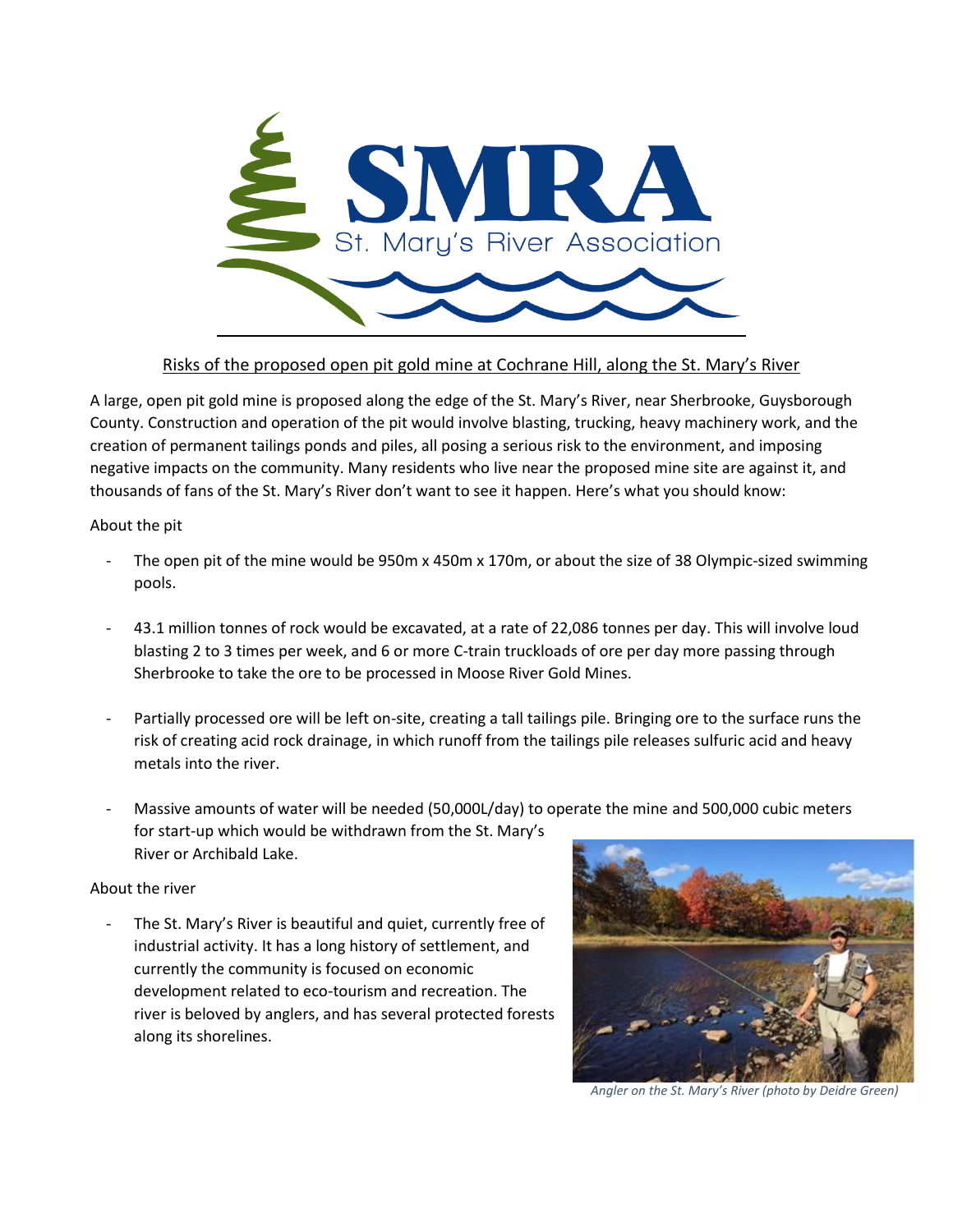SMRA

St. Mary's River Association

## Risks of the proposed open pit gold mine at Cochrane Hill, along the St. Mary's River

A large, open pit gold mine is proposed along the edge of the St. Mary's River, near Sherbrooke, Guysborough County. Construction and operation of the pit would involve blasting, trucking, heavy machinery work, and the creation of permanent tailings ponds and piles, all posing a serious risk to the environment, and imposing negative impacts on the community. Many residents who live near the proposed mine site are against it, and thousands of fans of the St. Mary's River don't want to see it happen. Here's what you should know:

About the pit

- The open pit of the mine would be 950m x 450m x 170m, or about the size of 38 Olympic-sized swimming pools.

- 43.1 million tonnes of rock would be excavated, at a rate of 22,086 tonnes per day. This will involve loud blasting 2 to 3 times per week, and 6 or more C-train truckloads of ore per day more passing through Sherbrooke to take the ore to be processed in Moose River Gold Mines.

- Partially processed ore will be left on-site, creating a tall tailings pile. Bringing ore to the surface runs the risk of creating acid rock drainage, in which runoff from the tailings pile releases sulfuric acid and heavy metals into the river.

- Massive amounts of water will be needed (50,000L/day) to operate the mine and 500,000 cubic meters for start-up which would be withdrawn from the St. Mary's River or Archibald Lake.

About the river

- The St. Mary's River is beautiful and quiet, currently free of industrial activity. It has a long history of settlement, and currently the community is focused on economic development related to eco-tourism and recreation. The river is beloved by anglers, and has several protected forests along its shorelines.

*Angler on the St. Mary's River (photo by Deidre Green)*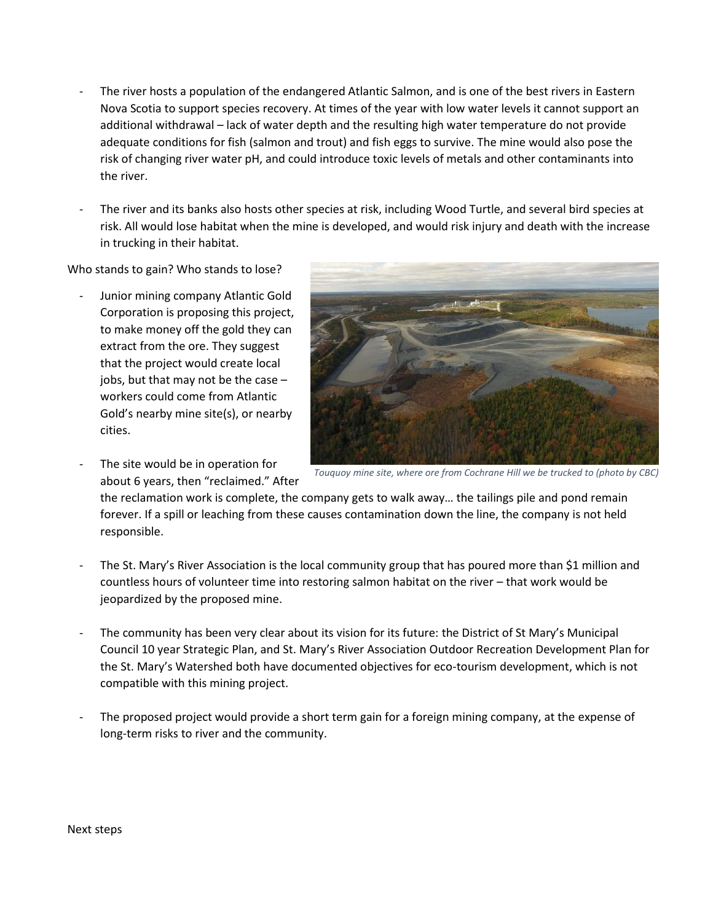- The river hosts a population of the endangered Atlantic Salmon, and is one of the best rivers in Eastern Nova Scotia to support species recovery. At times of the year with low water levels it cannot support an additional withdrawal – lack of water depth and the resulting high water temperature do not provide adequate conditions for fish (salmon and trout) and fish eggs to survive. The mine would also pose the risk of changing river water pH, and could introduce toxic levels of metals and other contaminants into the river.

- The river and its banks also hosts other species at risk, including Wood Turtle, and several bird species at risk. All would lose habitat when the mine is developed, and would risk injury and death with the increase in trucking in their habitat.

Who stands to gain? Who stands to lose?

- Junior mining company Atlantic Gold Corporation is proposing this project, to make money off the gold they can extract from the ore. They suggest that the project would create local jobs, but that may not be the case – workers could come from Atlantic Gold's nearby mine site(s), or nearby cities.

*Touquoy mine site, where ore from Cochrane Hill we be trucked to (photo by CBC)*

- The site would be in operation for about 6 years, then "reclaimed." After the reclamation work is complete, the company gets to walk away… the tailings pile and pond remain forever. If a spill or leaching from these causes contamination down the line, the company is not held responsible.

- The St. Mary's River Association is the local community group that has poured more than $1 million and countless hours of volunteer time into restoring salmon habitat on the river – that work would be jeopardized by the proposed mine.

- The community has been very clear about its vision for its future: the District of St Mary's Municipal Council 10 year Strategic Plan, and St. Mary's River Association Outdoor Recreation Development Plan for the St. Mary's Watershed both have documented objectives for eco-tourism development, which is not compatible with this mining project.

- The proposed project would provide a short term gain for a foreign mining company, at the expense of long-term risks to river and the community.

Next steps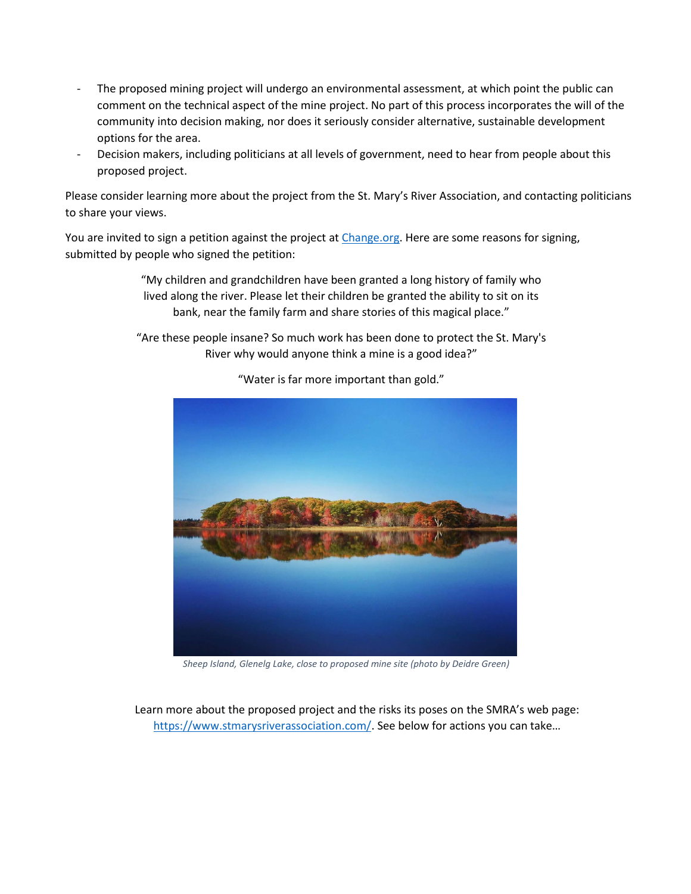- The proposed mining project will undergo an environmental assessment, at which point the public can comment on the technical aspect of the mine project. No part of this process incorporates the will of the community into decision making, nor does it seriously consider alternative, sustainable development options for the area.
- Decision makers, including politicians at all levels of government, need to hear from people about this proposed project.

Please consider learning more about the project from the St. Mary's River Association, and contacting politicians to share your views.

You are invited to sign a petition against the project at [Change.org](Change.org). Here are some reasons for signing, submitted by people who signed the petition:

> "My children and grandchildren have been granted a long history of family who lived along the river. Please let their children be granted the ability to sit on its bank, near the family farm and share stories of this magical place."
>
> "Are these people insane? So much work has been done to protect the St. Mary's River why would anyone think a mine is a good idea?"
>
> "Water is far more important than gold."

*Sheep Island, Glenelg Lake, close to proposed mine site (photo by Deidre Green)*

Learn more about the proposed project and the risks its poses on the SMRA's web page: [https://www.stmarysriverassociation.com/](https://www.stmarysriverassociation.com/). See below for actions you can take…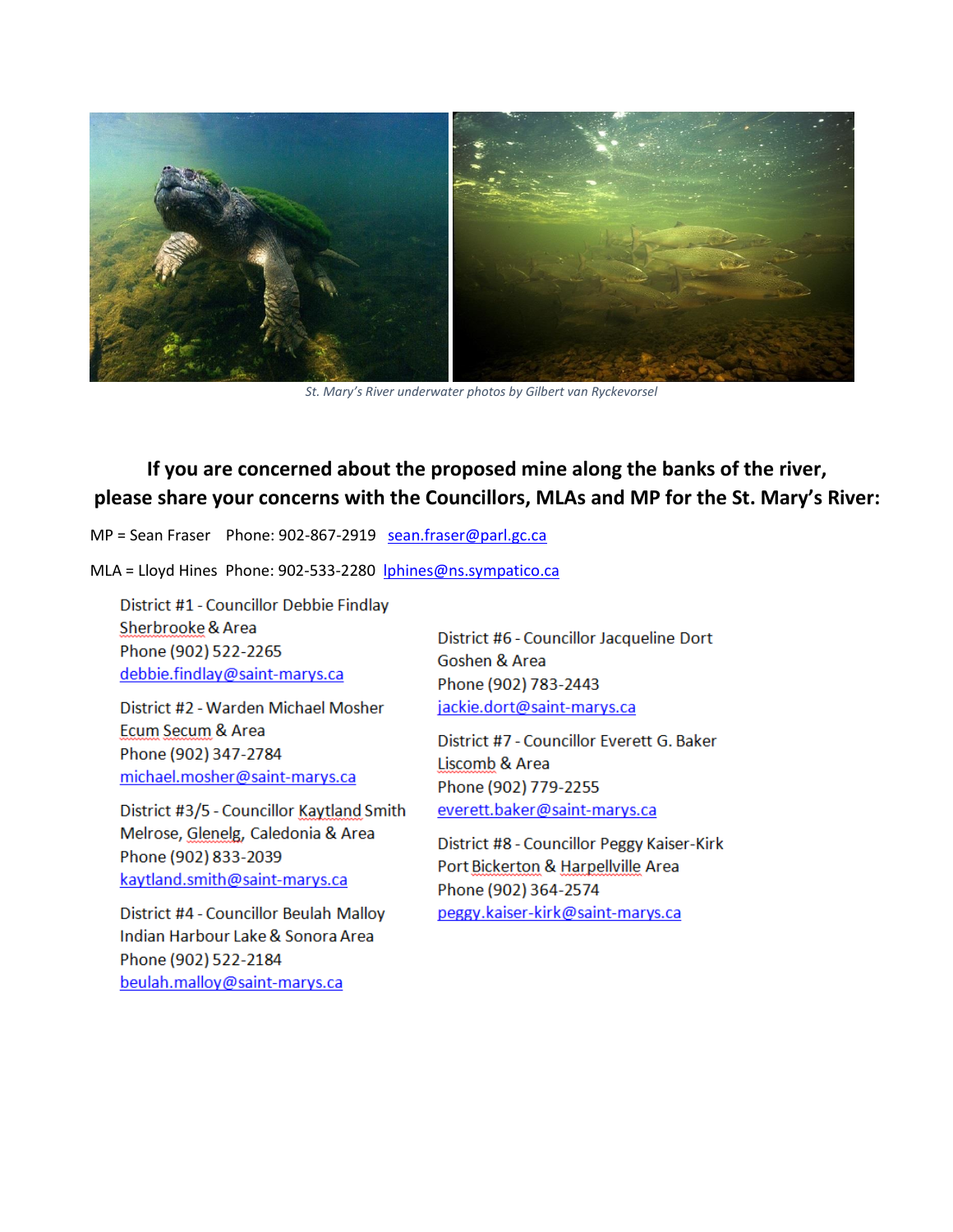*St. Mary's River underwater photos by Gilbert van Ryckevorsel*

**If you are concerned about the proposed mine along the banks of the river, please share your concerns with the Councillors, MLAs and MP for the St. Mary's River:**

MP = Sean Fraser Phone: 902-867-2919 sean.fraser@parl.gc.ca

MLA = Lloyd Hines Phone: 902-533-2280 lphines@ns.sympatico.ca

District #1 - Councillor Debbie Findlay
Sherbrooke & Area
Phone (902) 522-2265
debbie.findlay@saint-marys.ca

District #2 - Warden Michael Mosher
Ecum Secum & Area
Phone (902) 347-2784
michael.mosher@saint-marys.ca

District #3/5 - Councillor Kaytland Smith
Melrose, Glenelg, Caledonia & Area
Phone (902) 833-2039
kaytland.smith@saint-marys.ca

District #4 - Councillor Beulah Malloy
Indian Harbour Lake & Sonora Area
Phone (902) 522-2184
beulah.malloy@saint-marys.ca

District #6 - Councillor Jacqueline Dort
Goshen & Area
Phone (902) 783-2443
jackie.dort@saint-marys.ca

District #7 - Councillor Everett G. Baker
Liscomb & Area
Phone (902) 779-2255
everett.baker@saint-marys.ca

District #8 - Councillor Peggy Kaiser-Kirk
Port Bickerton & Harpellville Area
Phone (902) 364-2574
peggy.kaiser-kirk@saint-marys.ca